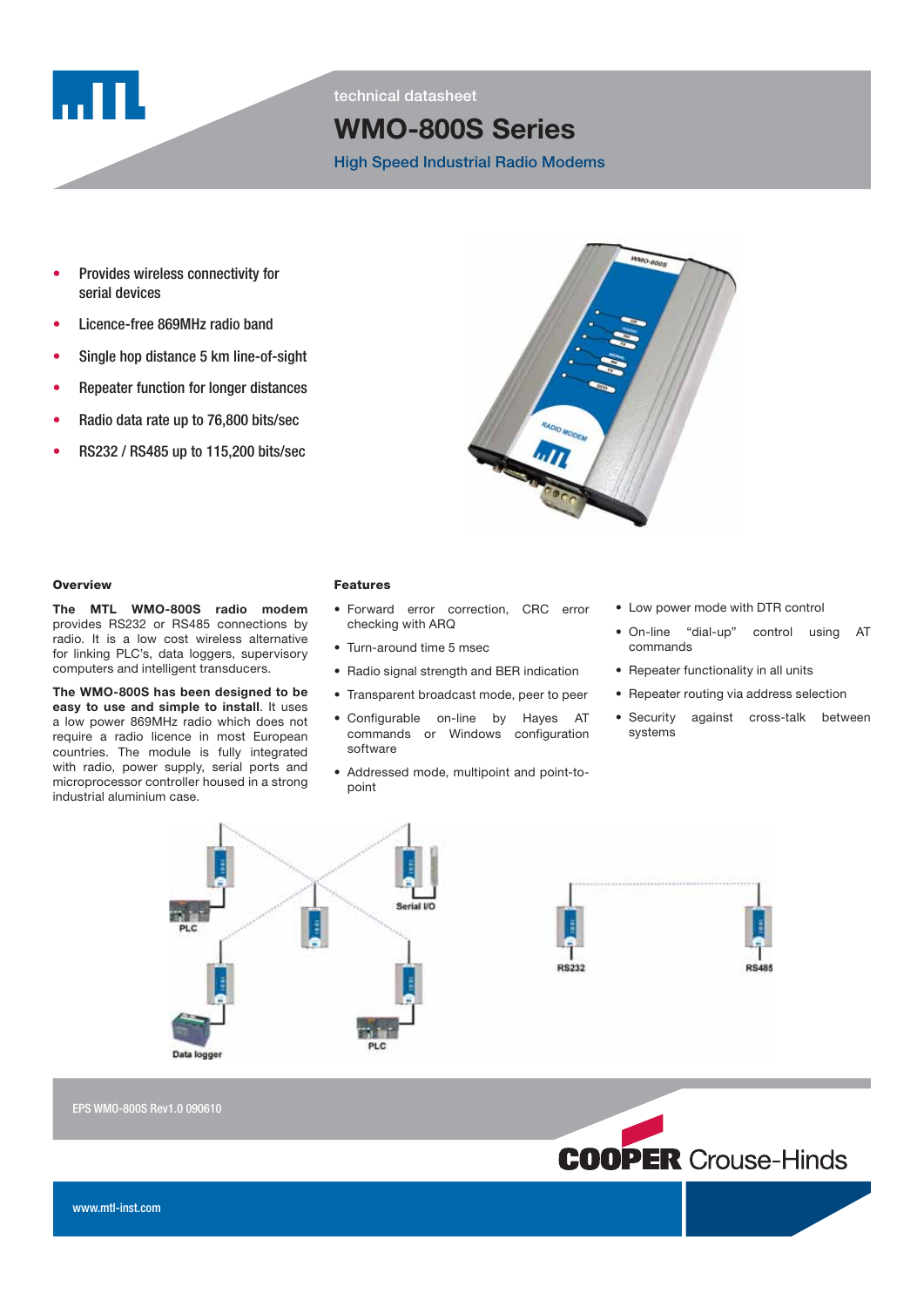technical datasheet

# WMO-800S Series

## High Speed Industrial Radio Modems

- Provides wireless connectivity for serial devices
- Licence-free 869MHz radio band
- Single hop distance 5 km line-of-sight
- Repeater function for longer distances
- Radio data rate up to 76,800 bits/sec
- RS232 / RS485 up to 115,200 bits/sec

### Overview

**The MTL WMO-800S radio modem** provides RS232 or RS485 connections by radio. It is a low cost wireless alternative for linking PLC's, data loggers, supervisory computers and intelligent transducers.

**The WMO-800S has been designed to be easy to use and simple to install.** It uses a low power 869MHz radio which does not require a radio licence in most European countries. The module is fully integrated with radio, power supply, serial ports and microprocessor controller housed in a strong industrial aluminium case.

### Features

- Forward error correction, CRC error checking with ARQ
- Turn-around time 5 msec
- Radio signal strength and BER indication
- Transparent broadcast mode, peer to peer
- Configurable on-line by Hayes AT commands or Windows configuration software
- Addressed mode, multipoint and point-to-point
- Low power mode with DTR control
- On-line "dial-up" control using AT commands
- Repeater functionality in all units
- Repeater routing via address selection
- Security against cross-talk between systems

PLC

Serial I/O

Data logger

PLC

RS232

RS485

EPS WMO-800S Rev1.0 090610

COOPER Crouse-Hinds

www.mtl-inst.com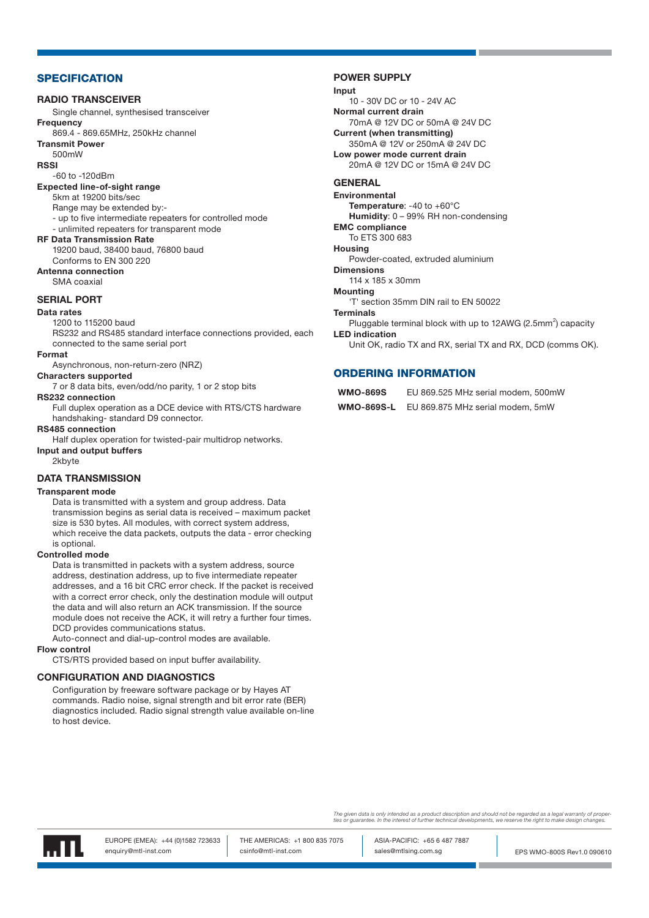## SPECIFICATION

### RADIO TRANSCEIVER

Single channel, synthesised transceiver

**Frequency**
869.4 - 869.65MHz, 250kHz channel

**Transmit Power**
500mW

**RSSI**
-60 to -120dBm

**Expected line-of-sight range**
5km at 19200 bits/sec
Range may be extended by:-
- up to five intermediate repeaters for controlled mode
- unlimited repeaters for transparent mode

**RF Data Transmission Rate**
19200 baud, 38400 baud, 76800 baud
Conforms to EN 300 220

**Antenna connection**
SMA coaxial

### SERIAL PORT

**Data rates**
1200 to 115200 baud
RS232 and RS485 standard interface connections provided, each connected to the same serial port

**Format**
Asynchronous, non-return-zero (NRZ)

**Characters supported**
7 or 8 data bits, even/odd/no parity, 1 or 2 stop bits

**RS232 connection**
Full duplex operation as a DCE device with RTS/CTS hardware handshaking- standard D9 connector.

**RS485 connection**
Half duplex operation for twisted-pair multidrop networks.

**Input and output buffers**
2kbyte

### DATA TRANSMISSION

**Transparent mode**
Data is transmitted with a system and group address. Data transmission begins as serial data is received – maximum packet size is 530 bytes. All modules, with correct system address, which receive the data packets, outputs the data - error checking is optional.

**Controlled mode**
Data is transmitted in packets with a system address, source address, destination address, up to five intermediate repeater addresses, and a 16 bit CRC error check. If the packet is received with a correct error check, only the destination module will output the data and will also return an ACK transmission. If the source module does not receive the ACK, it will retry a further four times. DCD provides communications status.
Auto-connect and dial-up-control modes are available.

**Flow control**
CTS/RTS provided based on input buffer availability.

### CONFIGURATION AND DIAGNOSTICS

Configuration by freeware software package or by Hayes AT commands. Radio noise, signal strength and bit error rate (BER) diagnostics included. Radio signal strength value available on-line to host device.

### POWER SUPPLY

**Input**
10 - 30V DC or 10 - 24V AC

**Normal current drain**
70mA @ 12V DC or 50mA @ 24V DC

**Current (when transmitting)**
350mA @ 12V or 250mA @ 24V DC

**Low power mode current drain**
20mA @ 12V DC or 15mA @ 24V DC

### GENERAL

**Environmental**
**Temperature**: -40 to +60°C
**Humidity**: 0 – 99% RH non-condensing

**EMC compliance**
To ETS 300 683

**Housing**
Powder-coated, extruded aluminium

**Dimensions**
114 x 185 x 30mm

**Mounting**
'T' section 35mm DIN rail to EN 50022

**Terminals**
Pluggable terminal block with up to 12AWG (2.5mm$^2$) capacity

**LED indication**
Unit OK, radio TX and RX, serial TX and RX, DCD (comms OK).

## ORDERING INFORMATION

| | |
|---|---|
| **WMO-869S** | EU 869.525 MHz serial modem, 500mW |
| **WMO-869S-L** | EU 869.875 MHz serial modem, 5mW |

*The given data is only intended as a product description and should not be regarded as a legal warranty of properties or guarantee. In the interest of further technical developments, we reserve the right to make design changes.*

EUROPE (EMEA): +44 (0)1582 723633
enquiry@mtl-inst.com

THE AMERICAS: +1 800 835 7075
csinfo@mtl-inst.com

ASIA-PACIFIC: +65 6 487 7887
sales@mtlsing.com.sg

EPS WMO-800S Rev1.0 090610